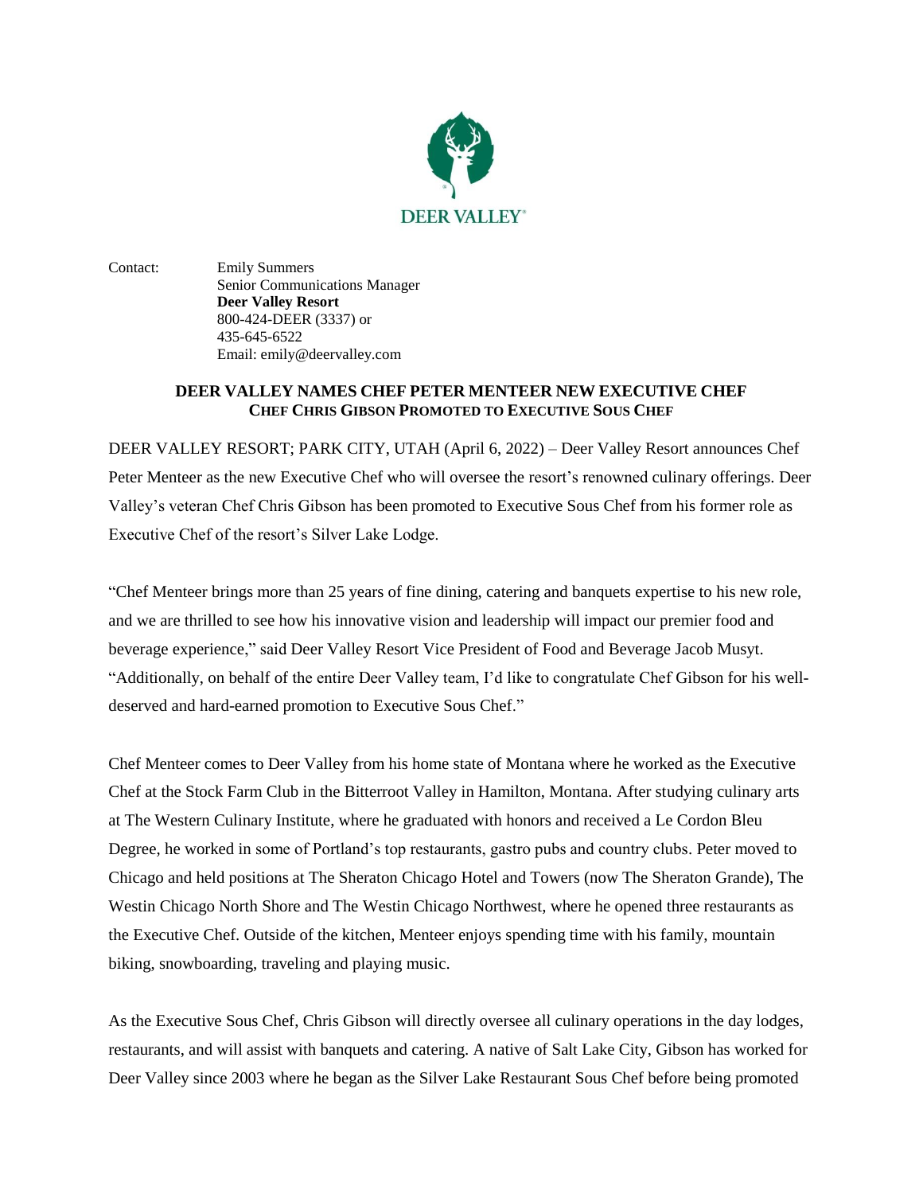DEER VALLEY

Contact: Emily Summers
Senior Communications Manager
**Deer Valley Resort**
800-424-DEER (3337) or
435-645-6522
Email: emily@deervalley.com

## DEER VALLEY NAMES CHEF PETER MENTEER NEW EXECUTIVE CHEF

### CHEF CHRIS GIBSON PROMOTED TO EXECUTIVE SOUS CHEF

DEER VALLEY RESORT; PARK CITY, UTAH (April 6, 2022) – Deer Valley Resort announces Chef Peter Menteer as the new Executive Chef who will oversee the resort's renowned culinary offerings. Deer Valley's veteran Chef Chris Gibson has been promoted to Executive Sous Chef from his former role as Executive Chef of the resort's Silver Lake Lodge.

"Chef Menteer brings more than 25 years of fine dining, catering and banquets expertise to his new role, and we are thrilled to see how his innovative vision and leadership will impact our premier food and beverage experience," said Deer Valley Resort Vice President of Food and Beverage Jacob Musyt. "Additionally, on behalf of the entire Deer Valley team, I'd like to congratulate Chef Gibson for his well-deserved and hard-earned promotion to Executive Sous Chef."

Chef Menteer comes to Deer Valley from his home state of Montana where he worked as the Executive Chef at the Stock Farm Club in the Bitterroot Valley in Hamilton, Montana. After studying culinary arts at The Western Culinary Institute, where he graduated with honors and received a Le Cordon Bleu Degree, he worked in some of Portland's top restaurants, gastro pubs and country clubs. Peter moved to Chicago and held positions at The Sheraton Chicago Hotel and Towers (now The Sheraton Grande), The Westin Chicago North Shore and The Westin Chicago Northwest, where he opened three restaurants as the Executive Chef. Outside of the kitchen, Menteer enjoys spending time with his family, mountain biking, snowboarding, traveling and playing music.

As the Executive Sous Chef, Chris Gibson will directly oversee all culinary operations in the day lodges, restaurants, and will assist with banquets and catering. A native of Salt Lake City, Gibson has worked for Deer Valley since 2003 where he began as the Silver Lake Restaurant Sous Chef before being promoted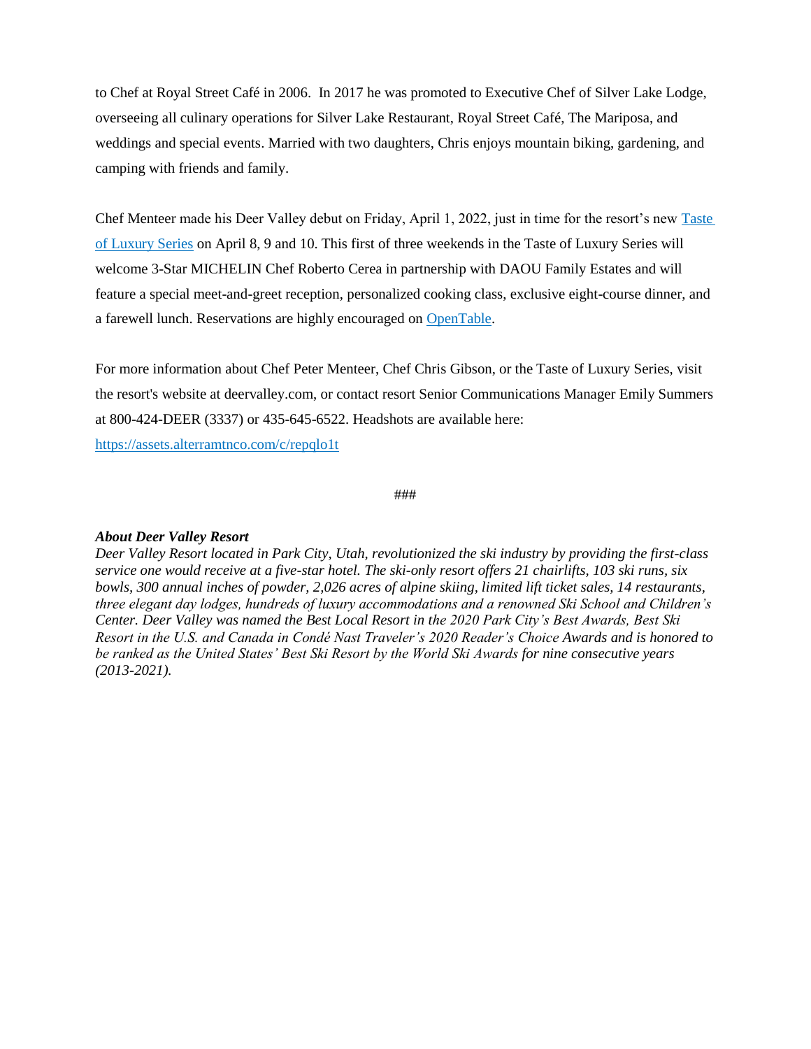to Chef at Royal Street Café in 2006. In 2017 he was promoted to Executive Chef of Silver Lake Lodge, overseeing all culinary operations for Silver Lake Restaurant, Royal Street Café, The Mariposa, and weddings and special events. Married with two daughters, Chris enjoys mountain biking, gardening, and camping with friends and family.

Chef Menteer made his Deer Valley debut on Friday, April 1, 2022, just in time for the resort's new Taste of Luxury Series on April 8, 9 and 10. This first of three weekends in the Taste of Luxury Series will welcome 3-Star MICHELIN Chef Roberto Cerea in partnership with DAOU Family Estates and will feature a special meet-and-greet reception, personalized cooking class, exclusive eight-course dinner, and a farewell lunch. Reservations are highly encouraged on OpenTable.

For more information about Chef Peter Menteer, Chef Chris Gibson, or the Taste of Luxury Series, visit the resort's website at deervalley.com, or contact resort Senior Communications Manager Emily Summers at 800-424-DEER (3337) or 435-645-6522. Headshots are available here: https://assets.alterramtnco.com/c/repqlo1t

###

***About Deer Valley Resort***

*Deer Valley Resort located in Park City, Utah, revolutionized the ski industry by providing the first-class service one would receive at a five-star hotel. The ski-only resort offers 21 chairlifts, 103 ski runs, six bowls, 300 annual inches of powder, 2,026 acres of alpine skiing, limited lift ticket sales, 14 restaurants, three elegant day lodges, hundreds of luxury accommodations and a renowned Ski School and Children's Center. Deer Valley was named the Best Local Resort in the 2020 Park City's Best Awards, Best Ski Resort in the U.S. and Canada in Condé Nast Traveler's 2020 Reader's Choice Awards and is honored to be ranked as the United States' Best Ski Resort by the World Ski Awards for nine consecutive years (2013-2021).*